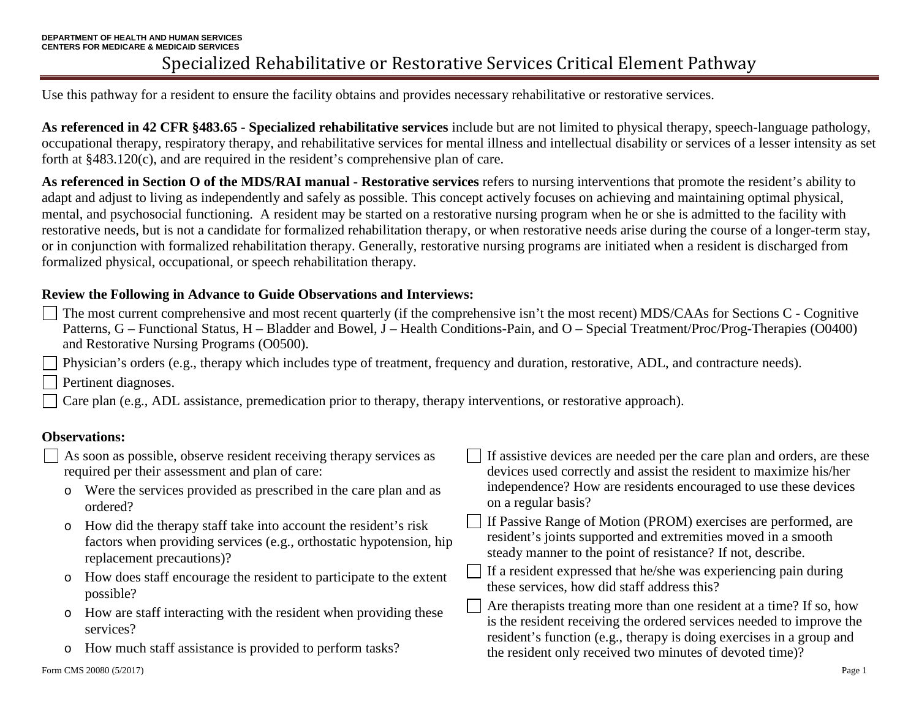DEPARTMENT OF HEALTH AND HUMAN SERVICES
CENTERS FOR MEDICARE & MEDICAID SERVICES

# Specialized Rehabilitative or Restorative Services Critical Element Pathway

Use this pathway for a resident to ensure the facility obtains and provides necessary rehabilitative or restorative services.

**As referenced in 42 CFR §483.65 - Specialized rehabilitative services** include but are not limited to physical therapy, speech-language pathology, occupational therapy, respiratory therapy, and rehabilitative services for mental illness and intellectual disability or services of a lesser intensity as set forth at §483.120(c), and are required in the resident's comprehensive plan of care.

**As referenced in Section O of the MDS/RAI manual - Restorative services** refers to nursing interventions that promote the resident's ability to adapt and adjust to living as independently and safely as possible. This concept actively focuses on achieving and maintaining optimal physical, mental, and psychosocial functioning. A resident may be started on a restorative nursing program when he or she is admitted to the facility with restorative needs, but is not a candidate for formalized rehabilitation therapy, or when restorative needs arise during the course of a longer-term stay, or in conjunction with formalized rehabilitation therapy. Generally, restorative nursing programs are initiated when a resident is discharged from formalized physical, occupational, or speech rehabilitation therapy.

**Review the Following in Advance to Guide Observations and Interviews:**

- ☐ The most current comprehensive and most recent quarterly (if the comprehensive isn't the most recent) MDS/CAAs for Sections C - Cognitive Patterns, G – Functional Status, H – Bladder and Bowel, J – Health Conditions-Pain, and O – Special Treatment/Proc/Prog-Therapies (O0400) and Restorative Nursing Programs (O0500).
- ☐ Physician's orders (e.g., therapy which includes type of treatment, frequency and duration, restorative, ADL, and contracture needs).
- ☐ Pertinent diagnoses.
- ☐ Care plan (e.g., ADL assistance, premedication prior to therapy, therapy interventions, or restorative approach).

**Observations:**

- ☐ As soon as possible, observe resident receiving therapy services as required per their assessment and plan of care:
  - Were the services provided as prescribed in the care plan and as ordered?
  - How did the therapy staff take into account the resident's risk factors when providing services (e.g., orthostatic hypotension, hip replacement precautions)?
  - How does staff encourage the resident to participate to the extent possible?
  - How are staff interacting with the resident when providing these services?
  - How much staff assistance is provided to perform tasks?
- ☐ If assistive devices are needed per the care plan and orders, are these devices used correctly and assist the resident to maximize his/her independence? How are residents encouraged to use these devices on a regular basis?
- ☐ If Passive Range of Motion (PROM) exercises are performed, are resident's joints supported and extremities moved in a smooth steady manner to the point of resistance? If not, describe.
- ☐ If a resident expressed that he/she was experiencing pain during these services, how did staff address this?
- ☐ Are therapists treating more than one resident at a time? If so, how is the resident receiving the ordered services needed to improve the resident's function (e.g., therapy is doing exercises in a group and the resident only received two minutes of devoted time)?

Form CMS 20080 (5/2017)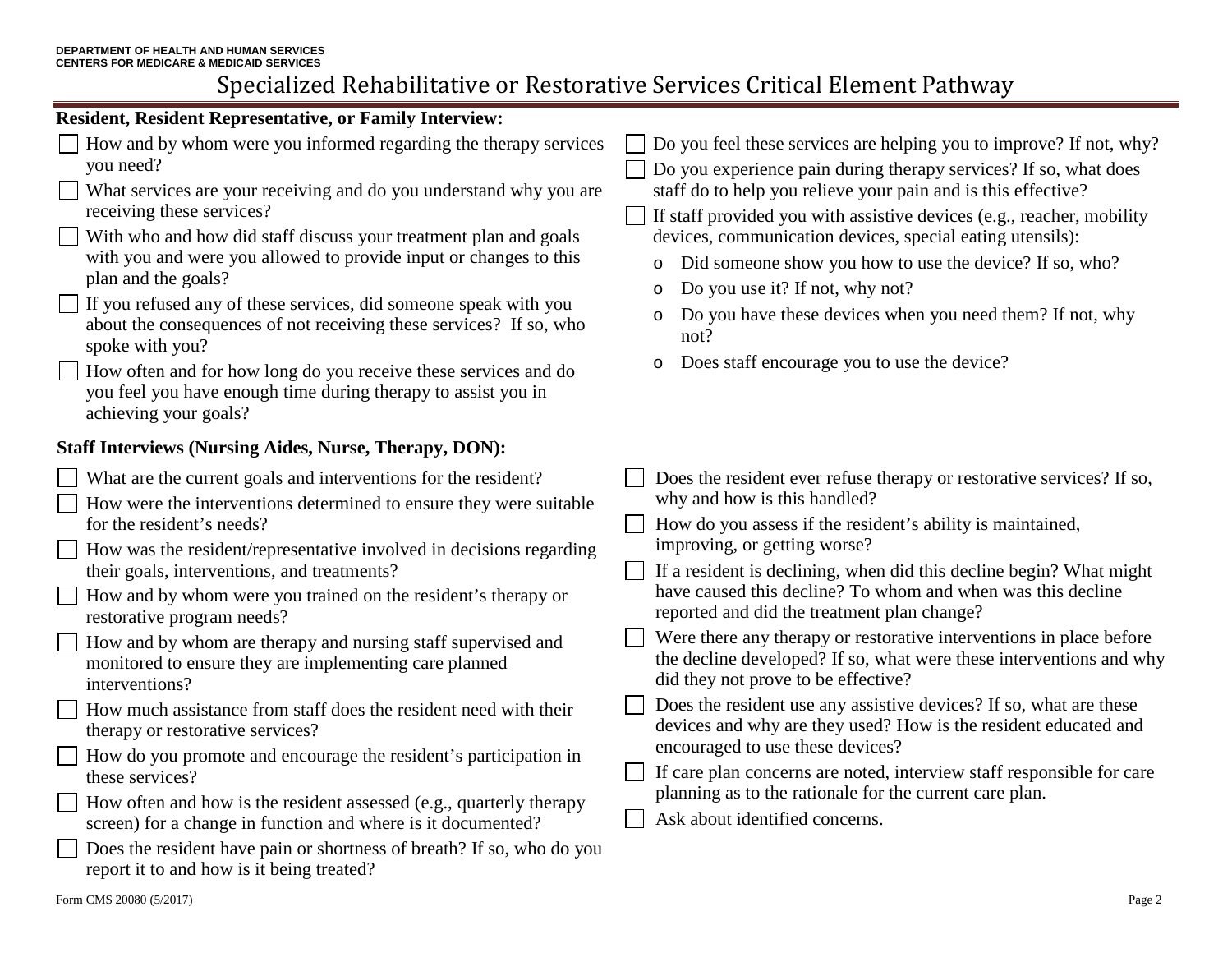# Specialized Rehabilitative or Restorative Services Critical Element Pathway

**Resident, Resident Representative, or Family Interview:**

- ☐ How and by whom were you informed regarding the therapy services you need?
- ☐ What services are your receiving and do you understand why you are receiving these services?
- ☐ With who and how did staff discuss your treatment plan and goals with you and were you allowed to provide input or changes to this plan and the goals?
- ☐ If you refused any of these services, did someone speak with you about the consequences of not receiving these services? If so, who spoke with you?
- ☐ How often and for how long do you receive these services and do you feel you have enough time during therapy to assist you in achieving your goals?
- ☐ Do you feel these services are helping you to improve? If not, why?
- ☐ Do you experience pain during therapy services? If so, what does staff do to help you relieve your pain and is this effective?
- ☐ If staff provided you with assistive devices (e.g., reacher, mobility devices, communication devices, special eating utensils):
  - o Did someone show you how to use the device? If so, who?
  - o Do you use it? If not, why not?
  - o Do you have these devices when you need them? If not, why not?
  - o Does staff encourage you to use the device?

**Staff Interviews (Nursing Aides, Nurse, Therapy, DON):**

- ☐ What are the current goals and interventions for the resident?
- ☐ How were the interventions determined to ensure they were suitable for the resident's needs?
- ☐ How was the resident/representative involved in decisions regarding their goals, interventions, and treatments?
- ☐ How and by whom were you trained on the resident's therapy or restorative program needs?
- ☐ How and by whom are therapy and nursing staff supervised and monitored to ensure they are implementing care planned interventions?
- ☐ How much assistance from staff does the resident need with their therapy or restorative services?
- ☐ How do you promote and encourage the resident's participation in these services?
- ☐ How often and how is the resident assessed (e.g., quarterly therapy screen) for a change in function and where is it documented?
- ☐ Does the resident have pain or shortness of breath? If so, who do you report it to and how is it being treated?
- ☐ Does the resident ever refuse therapy or restorative services? If so, why and how is this handled?
- ☐ How do you assess if the resident's ability is maintained, improving, or getting worse?
- ☐ If a resident is declining, when did this decline begin? What might have caused this decline? To whom and when was this decline reported and did the treatment plan change?
- ☐ Were there any therapy or restorative interventions in place before the decline developed? If so, what were these interventions and why did they not prove to be effective?
- ☐ Does the resident use any assistive devices? If so, what are these devices and why are they used? How is the resident educated and encouraged to use these devices?
- ☐ If care plan concerns are noted, interview staff responsible for care planning as to the rationale for the current care plan.
- ☐ Ask about identified concerns.

Form CMS 20080 (5/2017)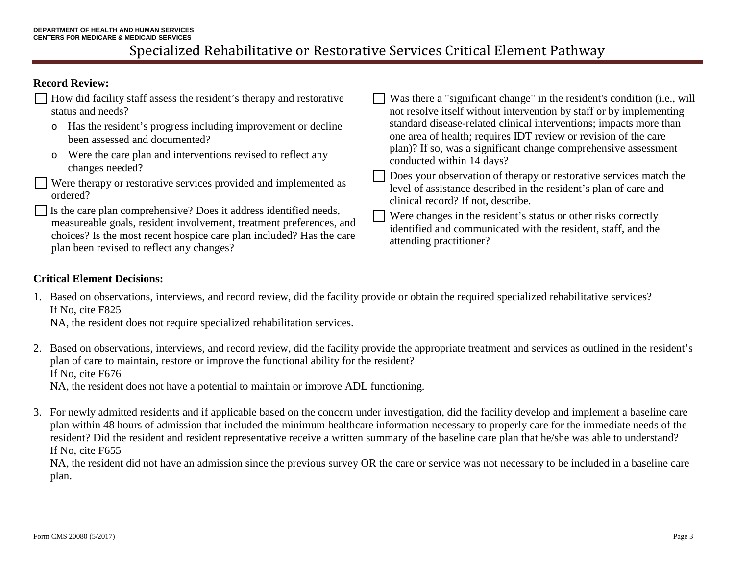# Specialized Rehabilitative or Restorative Services Critical Element Pathway

**Record Review:**

- ☐ How did facility staff assess the resident's therapy and restorative status and needs?
  - o Has the resident's progress including improvement or decline been assessed and documented?
  - o Were the care plan and interventions revised to reflect any changes needed?
- ☐ Were therapy or restorative services provided and implemented as ordered?
- ☐ Is the care plan comprehensive? Does it address identified needs, measureable goals, resident involvement, treatment preferences, and choices? Is the most recent hospice care plan included? Has the care plan been revised to reflect any changes?
- ☐ Was there a "significant change" in the resident's condition (i.e., will not resolve itself without intervention by staff or by implementing standard disease-related clinical interventions; impacts more than one area of health; requires IDT review or revision of the care plan)? If so, was a significant change comprehensive assessment conducted within 14 days?
- ☐ Does your observation of therapy or restorative services match the level of assistance described in the resident's plan of care and clinical record? If not, describe.
- ☐ Were changes in the resident's status or other risks correctly identified and communicated with the resident, staff, and the attending practitioner?

**Critical Element Decisions:**

1. Based on observations, interviews, and record review, did the facility provide or obtain the required specialized rehabilitative services?
   If No, cite F825
   NA, the resident does not require specialized rehabilitation services.

2. Based on observations, interviews, and record review, did the facility provide the appropriate treatment and services as outlined in the resident's plan of care to maintain, restore or improve the functional ability for the resident?
   If No, cite F676
   NA, the resident does not have a potential to maintain or improve ADL functioning.

3. For newly admitted residents and if applicable based on the concern under investigation, did the facility develop and implement a baseline care plan within 48 hours of admission that included the minimum healthcare information necessary to properly care for the immediate needs of the resident? Did the resident and resident representative receive a written summary of the baseline care plan that he/she was able to understand?
   If No, cite F655
   NA, the resident did not have an admission since the previous survey OR the care or service was not necessary to be included in a baseline care plan.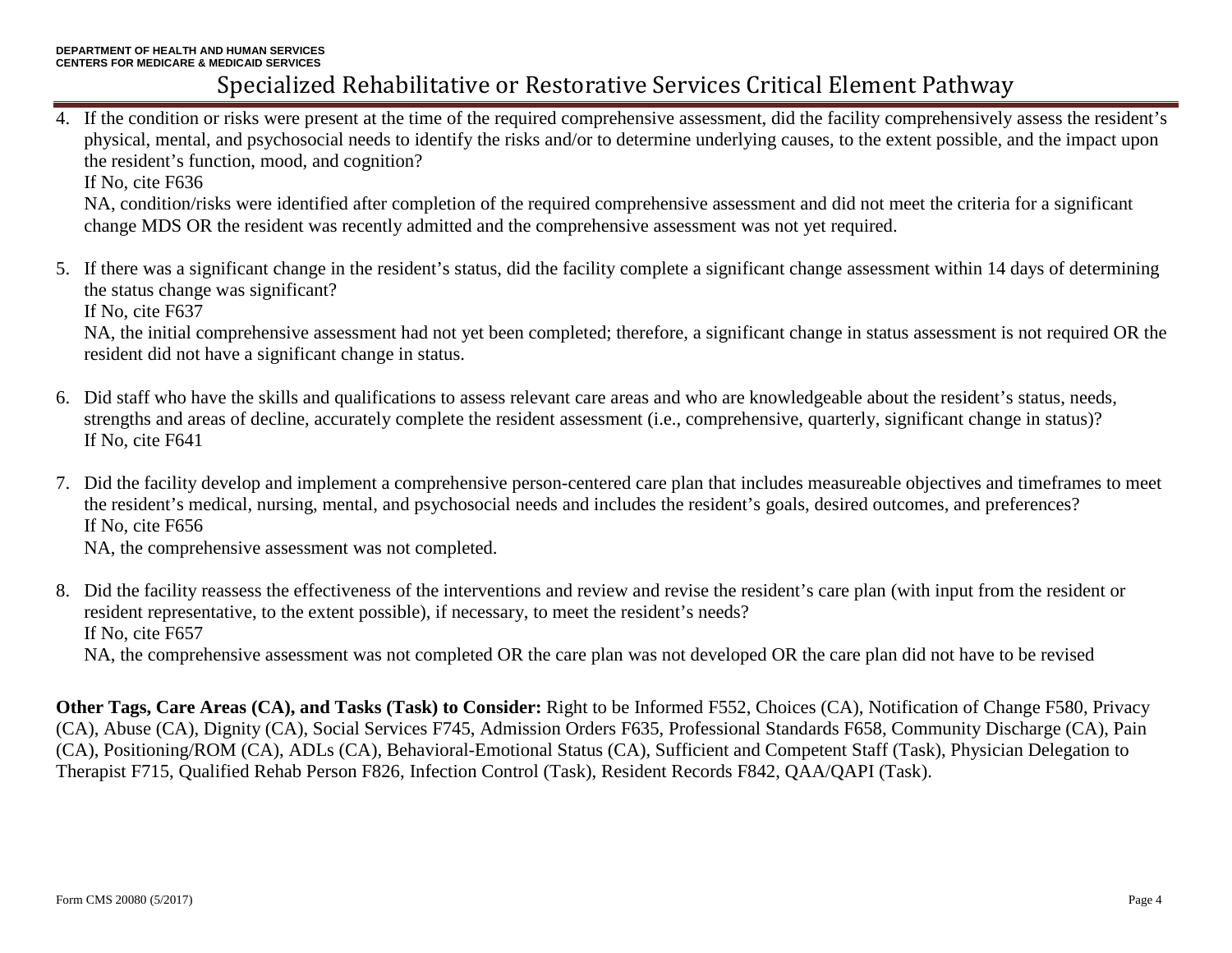4. If the condition or risks were present at the time of the required comprehensive assessment, did the facility comprehensively assess the resident's physical, mental, and psychosocial needs to identify the risks and/or to determine underlying causes, to the extent possible, and the impact upon the resident's function, mood, and cognition?
   If No, cite F636
   NA, condition/risks were identified after completion of the required comprehensive assessment and did not meet the criteria for a significant change MDS OR the resident was recently admitted and the comprehensive assessment was not yet required.

5. If there was a significant change in the resident's status, did the facility complete a significant change assessment within 14 days of determining the status change was significant?
   If No, cite F637
   NA, the initial comprehensive assessment had not yet been completed; therefore, a significant change in status assessment is not required OR the resident did not have a significant change in status.

6. Did staff who have the skills and qualifications to assess relevant care areas and who are knowledgeable about the resident's status, needs, strengths and areas of decline, accurately complete the resident assessment (i.e., comprehensive, quarterly, significant change in status)?
   If No, cite F641

7. Did the facility develop and implement a comprehensive person-centered care plan that includes measureable objectives and timeframes to meet the resident's medical, nursing, mental, and psychosocial needs and includes the resident's goals, desired outcomes, and preferences?
   If No, cite F656
   NA, the comprehensive assessment was not completed.

8. Did the facility reassess the effectiveness of the interventions and review and revise the resident's care plan (with input from the resident or resident representative, to the extent possible), if necessary, to meet the resident's needs?
   If No, cite F657
   NA, the comprehensive assessment was not completed OR the care plan was not developed OR the care plan did not have to be revised

**Other Tags, Care Areas (CA), and Tasks (Task) to Consider:** Right to be Informed F552, Choices (CA), Notification of Change F580, Privacy (CA), Abuse (CA), Dignity (CA), Social Services F745, Admission Orders F635, Professional Standards F658, Community Discharge (CA), Pain (CA), Positioning/ROM (CA), ADLs (CA), Behavioral-Emotional Status (CA), Sufficient and Competent Staff (Task), Physician Delegation to Therapist F715, Qualified Rehab Person F826, Infection Control (Task), Resident Records F842, QAA/QAPI (Task).